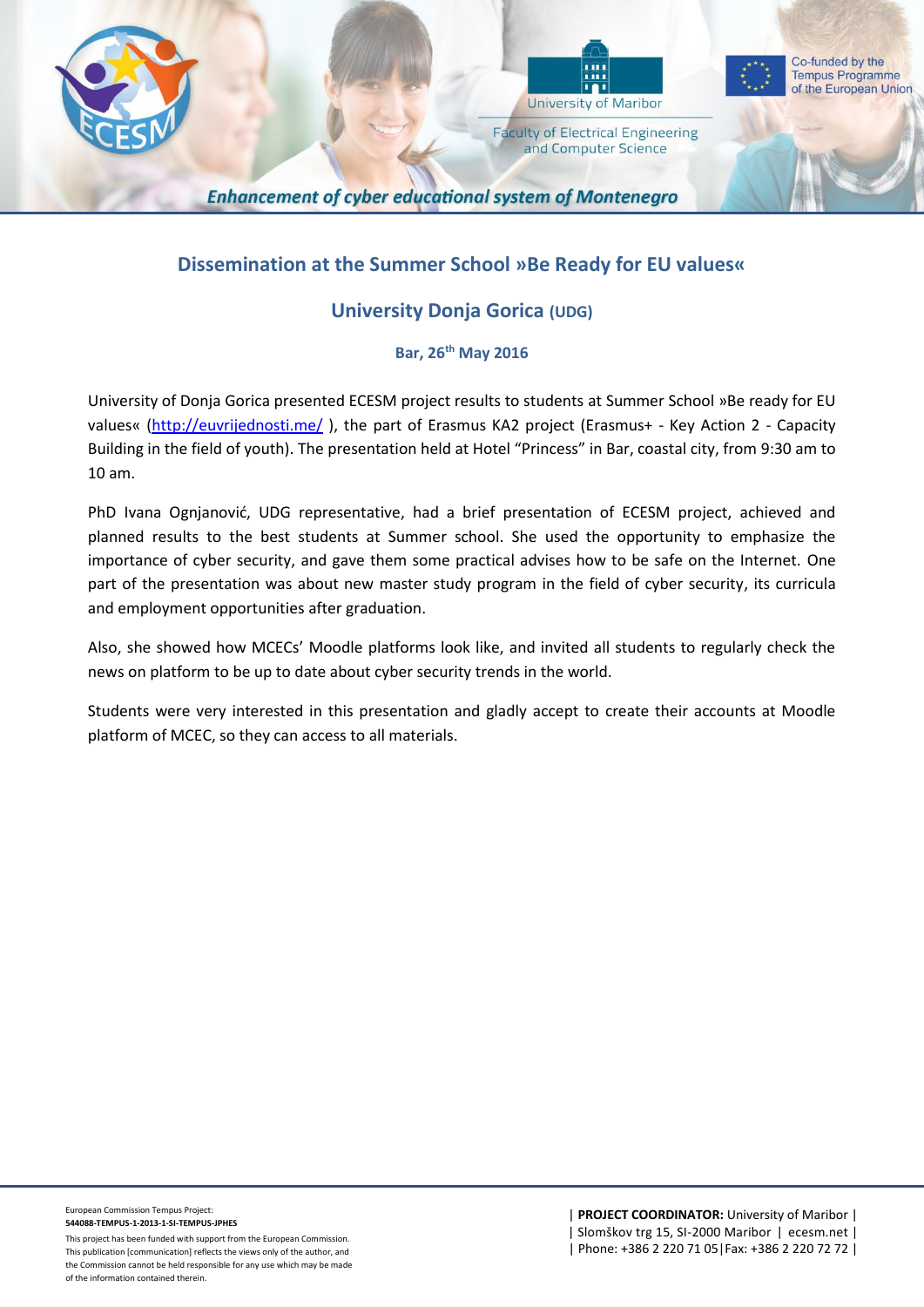# Dissemination at the Summer School »Be Ready for EU values«

## University Donja Gorica (UDG)

**Bar, 26th May 2016**

University of Donja Gorica presented ECESM project results to students at Summer School »Be ready for EU values« (http://euvrijednosti.me/ ), the part of Erasmus KA2 project (Erasmus+ - Key Action 2 - Capacity Building in the field of youth). The presentation held at Hotel "Princess" in Bar, coastal city, from 9:30 am to 10 am.

PhD Ivana Ognjanović, UDG representative, had a brief presentation of ECESM project, achieved and planned results to the best students at Summer school. She used the opportunity to emphasize the importance of cyber security, and gave them some practical advises how to be safe on the Internet. One part of the presentation was about new master study program in the field of cyber security, its curricula and employment opportunities after graduation.

Also, she showed how MCECs' Moodle platforms look like, and invited all students to regularly check the news on platform to be up to date about cyber security trends in the world.

Students were very interested in this presentation and gladly accept to create their accounts at Moodle platform of MCEC, so they can access to all materials.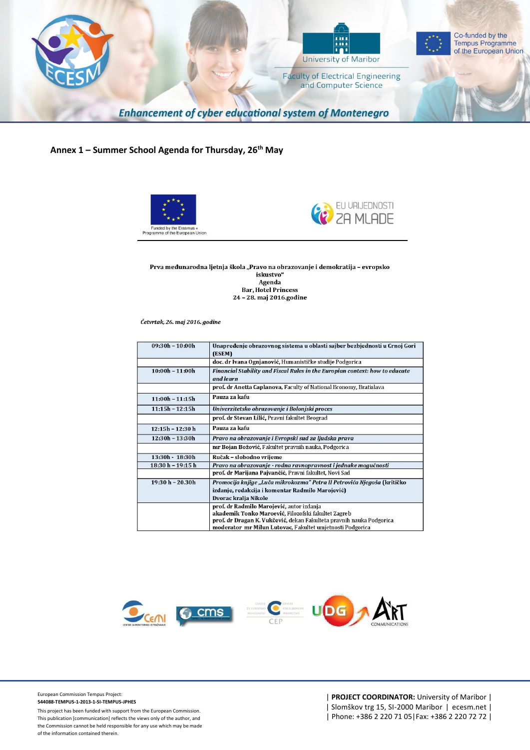## Annex 1 – Summer School Agenda for Thursday, 26th May

Funded by the Erasmus + Programme of the European Union

EU VRIJEDNOSTI ZA MLADE

**Prva međunarodna ljetnja škola „Pravo na obrazovanje i demokratija – evropsko iskustvo“**
**Agenda**
**Bar, Hotel Princess**
**24 – 28. maj 2016.godine**

***Četvrtak, 26. maj 2016. godine***

| | |
|---|---|
| 09:30h – 10:00h | **Unapređenje obrazovnog sistema u oblasti sajber bezbjednosti u Crnoj Gori (ESEM)** |
| | **doc. dr Ivana Ognjanović**, Humanističke studije Podgorica |
| 10:00h – 11:00h | ***Financial Stability and Fiscal Rules in the Europian context: how to educate and learn*** |
| | **prof. dr Anetta Caplanova**, Faculty of National Economy, Bratislava |
| 11:00h – 11:15h | **Pauza za kafu** |
| 11:15h – 12:15h | ***Univerzitetsko obrazovanje i Bolonjski proces*** |
| | **prof. dr Stevan Lilić**, Pravni fakultet Beograd |
| 12:15h – 12:30 h | **Pauza za kafu** |
| 12:30h – 13:30h | ***Pravo na obrazovanje i Evropski sud za ljudska prava*** |
| | **mr Bojan Božović**, Fakultet pravnih nauka, Podgorica |
| 13:30h - 18:30h | **Ručak – slobodno vrijeme** |
| 18:30 h – 19:15 h | ***Pravo na obrazovanje - rodna ravnopravnost i jednake mogućnosti*** |
| | **prof. dr Marijana Pajvančić**, Pravni fakultet, Novi Sad |
| 19:30 h – 20.30h | ***Promocija knjige „Luča mikrokozma" Petra II Petrovića Njegoša* (kritičko izdanje, redakcija i komentar Radmilo Marojević)**<br>**Dvorac kralja Nikole** |
| | **prof. dr Radmilo Marojević**, autor izdanja<br>**akademik Tonko Maroević**, Filozofski fakultet Zagreb<br>**prof. dr Dragan K. Vukčević**, dekan Fakulteta pravnih nauka Podgorica<br>**moderator mr Milun Lutovac**, Fakultet umjetnosti Podgorica |

European Commission Tempus Project:
**544088-TEMPUS-1-2013-1-SI-TEMPUS-JPHES**

This project has been funded with support from the European Commission. This publication [communication] reflects the views only of the author, and the Commission cannot be held responsible for any use which may be made of the information contained therein.

| **PROJECT COORDINATOR:** University of Maribor |
| Slomškov trg 15, SI-2000 Maribor | ecesm.net |
| Phone: +386 2 220 71 05|Fax: +386 2 220 72 72 |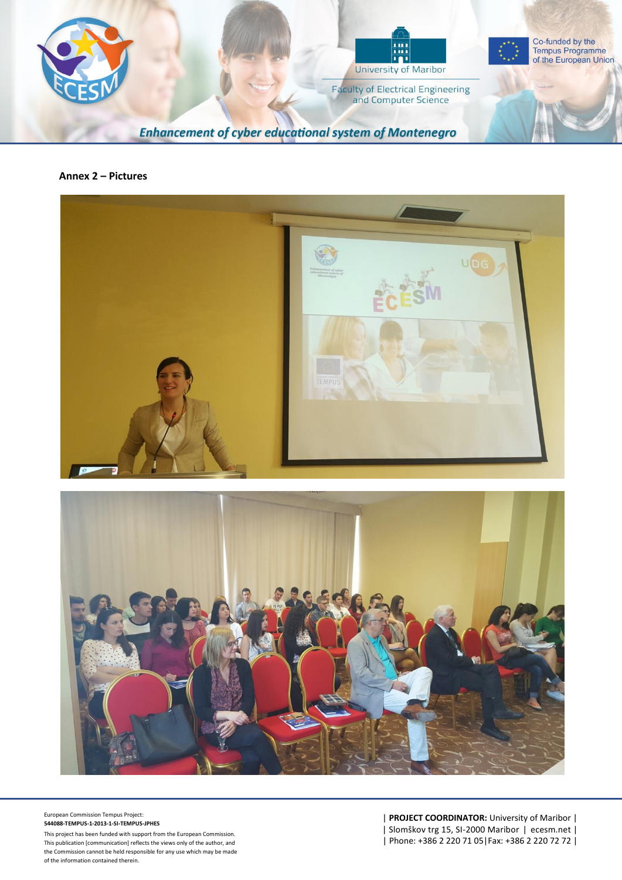**Annex 2 – Pictures**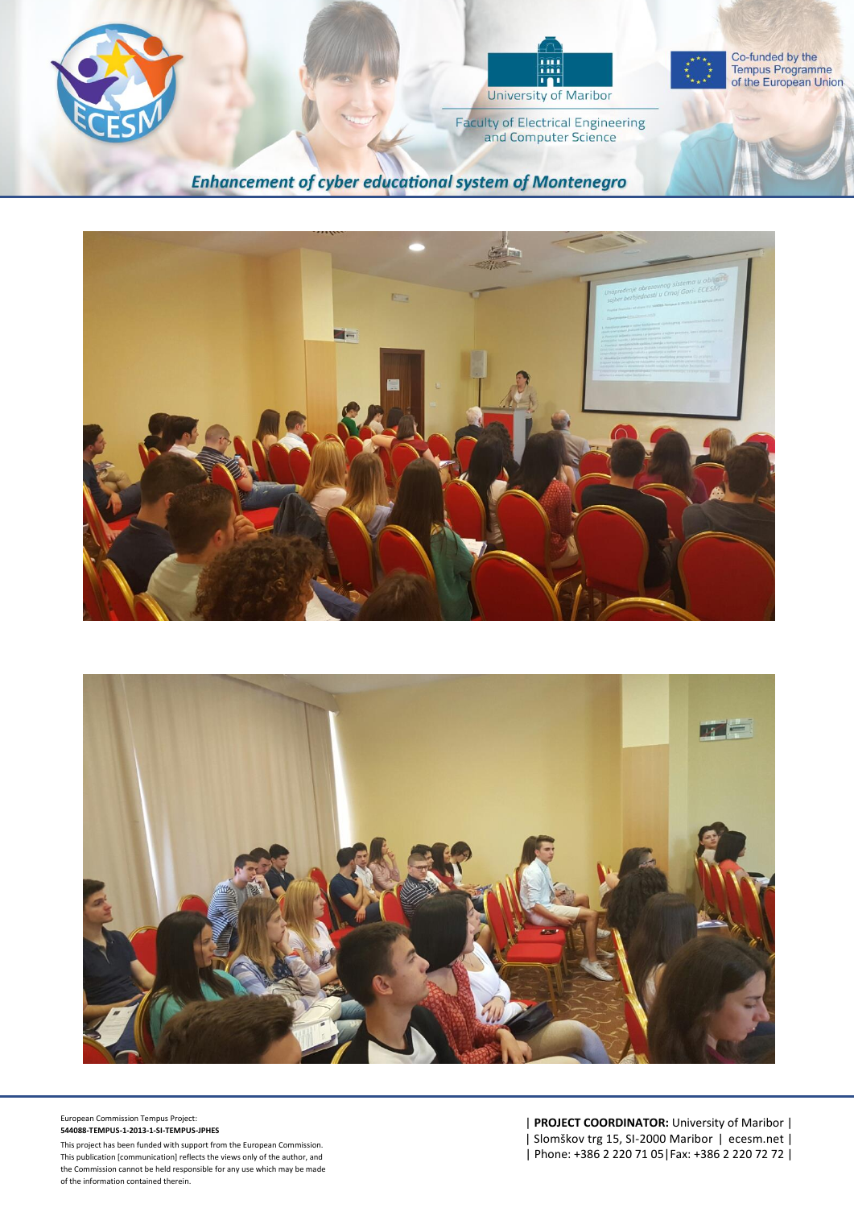European Commission Tempus Project:
**544088-TEMPUS-1-2013-1-SI-TEMPUS-JPHES**

This project has been funded with support from the European Commission. This publication [communication] reflects the views only of the author, and the Commission cannot be held responsible for any use which may be made of the information contained therein.

| **PROJECT COORDINATOR:** University of Maribor |
| Slomškov trg 15, SI-2000 Maribor | ecesm.net |
| Phone: +386 2 220 71 05 | Fax: +386 2 220 72 72 |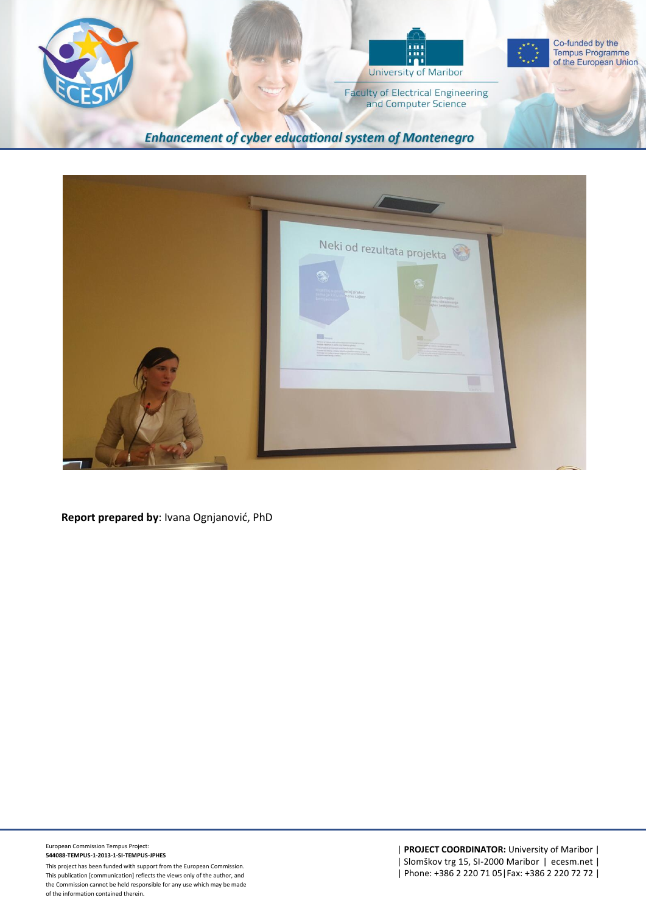**Report prepared by**: Ivana Ognjanović, PhD